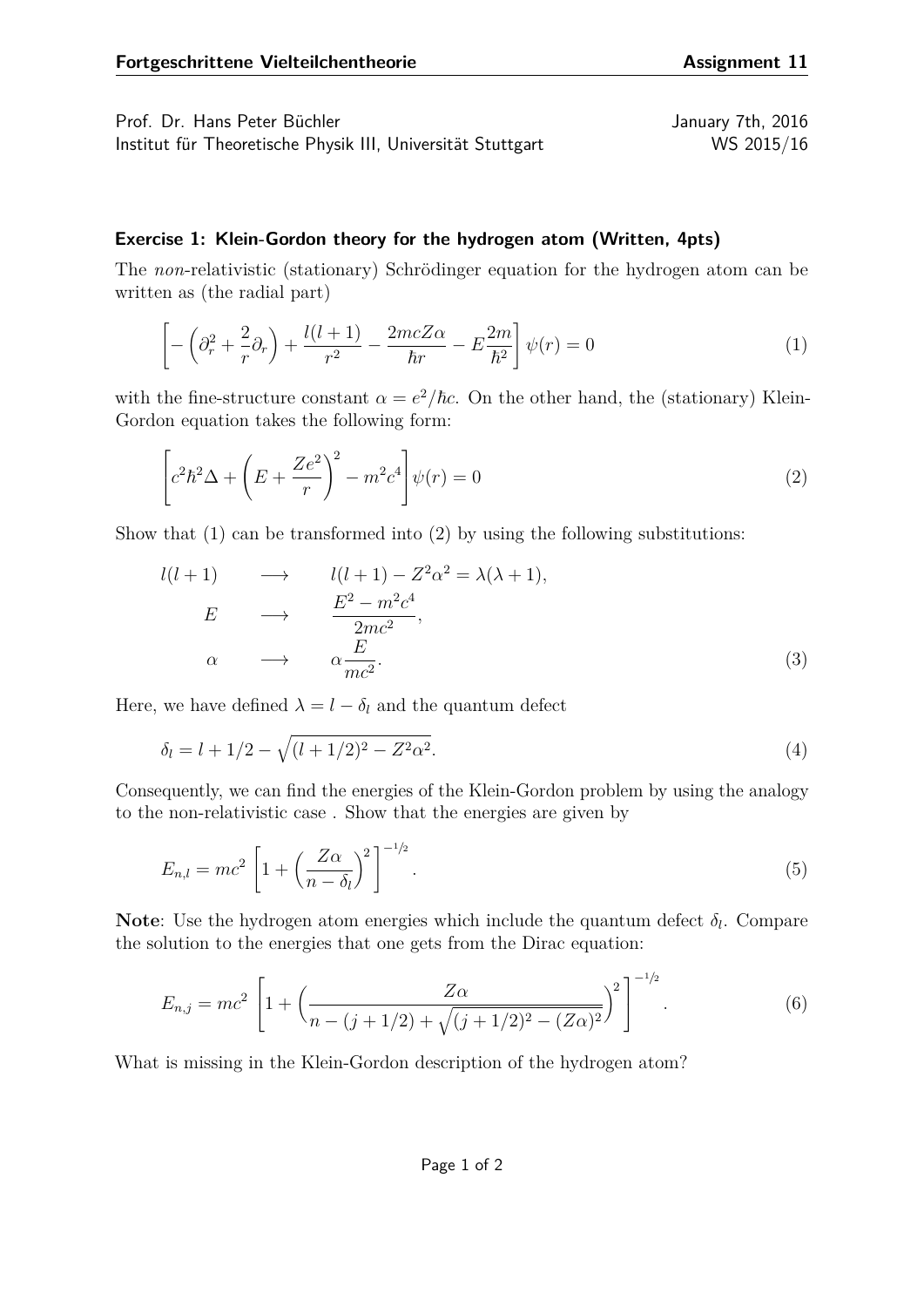Prof. Dr. Hans Peter Büchler — January 7th, 2016

Institut für Theoretische Physik III, Universität Stuttgart — WS 2015/16

### Exercise 1: Klein-Gordon theory for the hydrogen atom (Written, 4pts)

The *non*-relativistic (stationary) Schrödinger equation for the hydrogen atom can be written as (the radial part)

$$\left[-\left(\partial_r^2 + \frac{2}{r}\partial_r\right) + \frac{l(l+1)}{r^2} - \frac{2mcZ\alpha}{\hbar r} - E\frac{2m}{\hbar^2}\right]\psi(r) = 0 \tag{1}$$

with the fine-structure constant $\alpha = e^2/\hbar c$. On the other hand, the (stationary) Klein-Gordon equation takes the following form:

$$\left[c^2\hbar^2\Delta + \left(E + \frac{Ze^2}{r}\right)^2 - m^2c^4\right]\psi(r) = 0 \tag{2}$$

Show that (1) can be transformed into (2) by using the following substitutions:

$$\begin{aligned}
l(l+1) \quad &\longrightarrow \quad l(l+1) - Z^2\alpha^2 = \lambda(\lambda+1), \\
E \quad &\longrightarrow \quad \frac{E^2 - m^2c^4}{2mc^2}, \\
\alpha \quad &\longrightarrow \quad \alpha\frac{E}{mc^2}.
\end{aligned} \tag{3}$$

Here, we have defined $\lambda = l - \delta_l$ and the quantum defect

$$\delta_l = l + 1/2 - \sqrt{(l+1/2)^2 - Z^2\alpha^2}. \tag{4}$$

Consequently, we can find the energies of the Klein-Gordon problem by using the analogy to the non-relativistic case . Show that the energies are given by

$$E_{n,l} = mc^2\left[1 + \left(\frac{Z\alpha}{n - \delta_l}\right)^2\right]^{-1/2}. \tag{5}$$

**Note**: Use the hydrogen atom energies which include the quantum defect $\delta_l$. Compare the solution to the energies that one gets from the Dirac equation:

$$E_{n,j} = mc^2\left[1 + \left(\frac{Z\alpha}{n - (j+1/2) + \sqrt{(j+1/2)^2 - (Z\alpha)^2}}\right)^2\right]^{-1/2}. \tag{6}$$

What is missing in the Klein-Gordon description of the hydrogen atom?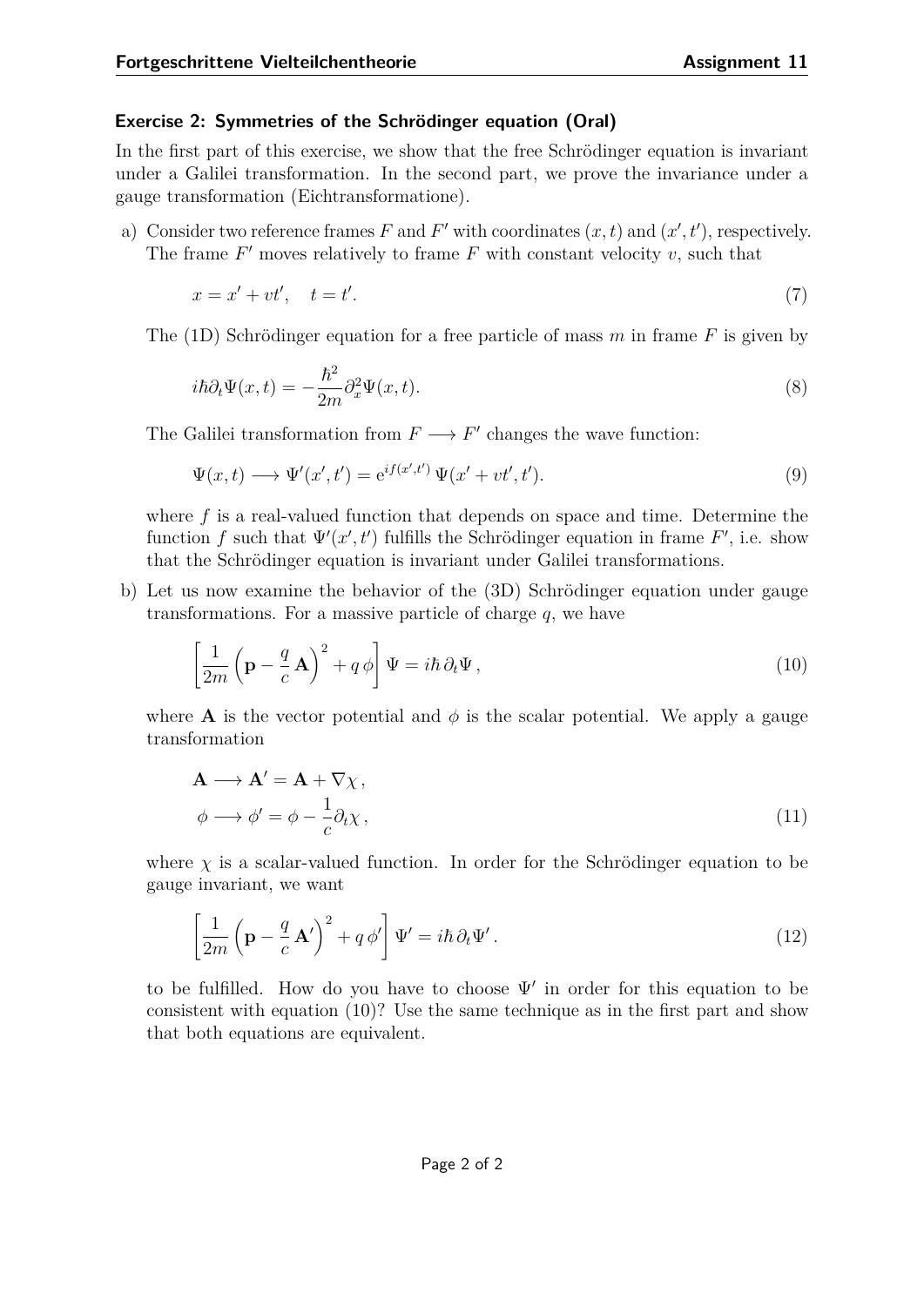### Exercise 2: Symmetries of the Schrödinger equation (Oral)

In the first part of this exercise, we show that the free Schrödinger equation is invariant under a Galilei transformation. In the second part, we prove the invariance under a gauge transformation (Eichtransformatione).

a) Consider two reference frames $F$ and $F'$ with coordinates $(x, t)$ and $(x', t')$, respectively. The frame $F'$ moves relatively to frame $F$ with constant velocity $v$, such that

$$x = x' + vt', \quad t = t'. \tag{7}$$

The (1D) Schrödinger equation for a free particle of mass $m$ in frame $F$ is given by

$$i\hbar\partial_t\Psi(x,t) = -\frac{\hbar^2}{2m}\partial_x^2\Psi(x,t). \tag{8}$$

The Galilei transformation from $F \longrightarrow F'$ changes the wave function:

$$\Psi(x,t) \longrightarrow \Psi'(x',t') = \mathrm{e}^{if(x',t')}\,\Psi(x'+vt',t'). \tag{9}$$

where $f$ is a real-valued function that depends on space and time. Determine the function $f$ such that $\Psi'(x',t')$ fulfills the Schrödinger equation in frame $F'$, i.e. show that the Schrödinger equation is invariant under Galilei transformations.

b) Let us now examine the behavior of the (3D) Schrödinger equation under gauge transformations. For a massive particle of charge $q$, we have

$$\left[\frac{1}{2m}\left(\mathbf{p} - \frac{q}{c}\,\mathbf{A}\right)^2 + q\,\phi\right]\Psi = i\hbar\,\partial_t\Psi\,, \tag{10}$$

where $\mathbf{A}$ is the vector potential and $\phi$ is the scalar potential. We apply a gauge transformation

$$\begin{aligned}\mathbf{A} &\longrightarrow \mathbf{A}' = \mathbf{A} + \nabla\chi\,,\\ \phi &\longrightarrow \phi' = \phi - \frac{1}{c}\partial_t\chi\,,\end{aligned} \tag{11}$$

where $\chi$ is a scalar-valued function. In order for the Schrödinger equation to be gauge invariant, we want

$$\left[\frac{1}{2m}\left(\mathbf{p} - \frac{q}{c}\,\mathbf{A}'\right)^2 + q\,\phi'\right]\Psi' = i\hbar\,\partial_t\Psi'\,. \tag{12}$$

to be fulfilled. How do you have to choose $\Psi'$ in order for this equation to be consistent with equation (10)? Use the same technique as in the first part and show that both equations are equivalent.